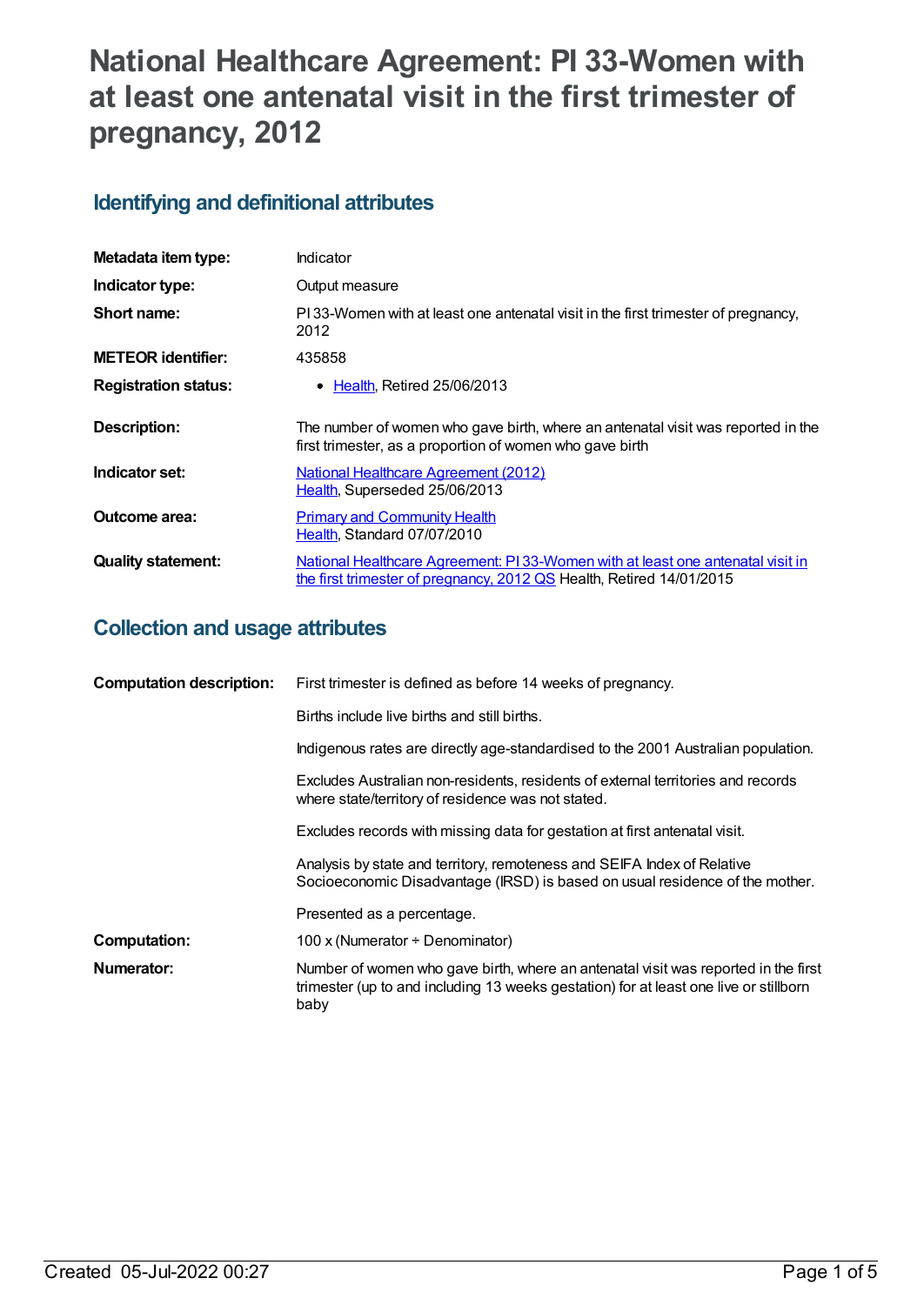# National Healthcare Agreement: PI 33-Women with at least one antenatal visit in the first trimester of pregnancy, 2012

## Identifying and definitional attributes

| | |
|---|---|
| **Metadata item type:** | Indicator |
| **Indicator type:** | Output measure |
| **Short name:** | PI 33-Women with at least one antenatal visit in the first trimester of pregnancy, 2012 |
| **METEOR identifier:** | 435858 |
| **Registration status:** | • Health, Retired 25/06/2013 |
| **Description:** | The number of women who gave birth, where an antenatal visit was reported in the first trimester, as a proportion of women who gave birth |
| **Indicator set:** | National Healthcare Agreement (2012) Health, Superseded 25/06/2013 |
| **Outcome area:** | Primary and Community Health Health, Standard 07/07/2010 |
| **Quality statement:** | National Healthcare Agreement: PI 33-Women with at least one antenatal visit in the first trimester of pregnancy, 2012 QS Health, Retired 14/01/2015 |

## Collection and usage attributes

**Computation description:**

First trimester is defined as before 14 weeks of pregnancy.

Births include live births and still births.

Indigenous rates are directly age-standardised to the 2001 Australian population.

Excludes Australian non-residents, residents of external territories and records where state/territory of residence was not stated.

Excludes records with missing data for gestation at first antenatal visit.

Analysis by state and territory, remoteness and SEIFA Index of Relative Socioeconomic Disadvantage (IRSD) is based on usual residence of the mother.

Presented as a percentage.

**Computation:** 100 x (Numerator ÷ Denominator)

**Numerator:** Number of women who gave birth, where an antenatal visit was reported in the first trimester (up to and including 13 weeks gestation) for at least one live or stillborn baby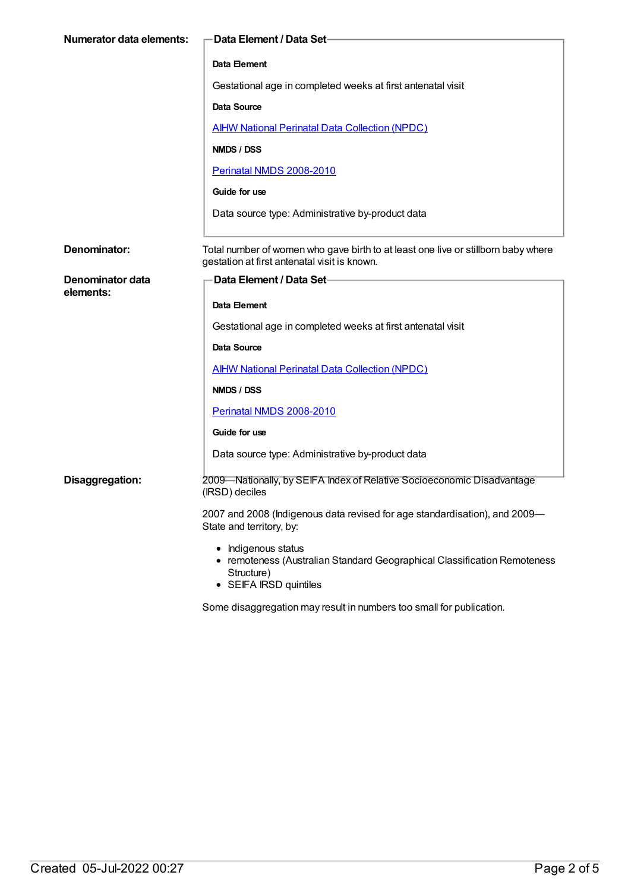**Numerator data elements:**

**Data Element / Data Set**

**Data Element**

Gestational age in completed weeks at first antenatal visit

**Data Source**

AIHW National Perinatal Data Collection (NPDC)

**NMDS / DSS**

Perinatal NMDS 2008-2010

**Guide for use**

Data source type: Administrative by-product data

**Denominator:**

Total number of women who gave birth to at least one live or stillborn baby where gestation at first antenatal visit is known.

**Denominator data elements:**

**Data Element / Data Set**

**Data Element**

Gestational age in completed weeks at first antenatal visit

**Data Source**

AIHW National Perinatal Data Collection (NPDC)

**NMDS / DSS**

Perinatal NMDS 2008-2010

**Guide for use**

Data source type: Administrative by-product data

**Disaggregation:**

2009—Nationally, by SEIFA Index of Relative Socioeconomic Disadvantage (IRSD) deciles

2007 and 2008 (Indigenous data revised for age standardisation), and 2009—State and territory, by:

- Indigenous status
- remoteness (Australian Standard Geographical Classification Remoteness Structure)
- SEIFA IRSD quintiles

Some disaggregation may result in numbers too small for publication.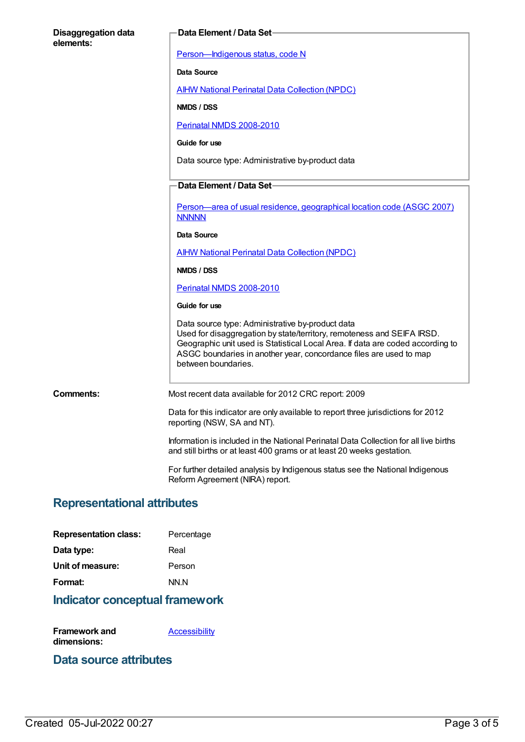**Disaggregation data elements:**

**Data Element / Data Set**

Person—Indigenous status, code N

**Data Source**

AIHW National Perinatal Data Collection (NPDC)

**NMDS / DSS**

Perinatal NMDS 2008-2010

**Guide for use**

Data source type: Administrative by-product data

**Data Element / Data Set**

Person—area of usual residence, geographical location code (ASGC 2007) NNNNN

**Data Source**

AIHW National Perinatal Data Collection (NPDC)

**NMDS / DSS**

Perinatal NMDS 2008-2010

**Guide for use**

Data source type: Administrative by-product data
Used for disaggregation by state/territory, remoteness and SEIFA IRSD.
Geographic unit used is Statistical Local Area. If data are coded according to ASGC boundaries in another year, concordance files are used to map between boundaries.

**Comments:**

Most recent data available for 2012 CRC report: 2009

Data for this indicator are only available to report three jurisdictions for 2012 reporting (NSW, SA and NT).

Information is included in the National Perinatal Data Collection for all live births and still births or at least 400 grams or at least 20 weeks gestation.

For further detailed analysis by Indigenous status see the National Indigenous Reform Agreement (NIRA) report.

## Representational attributes

**Representation class:** Percentage

**Data type:** Real

**Unit of measure:** Person

**Format:** NN.N

## Indicator conceptual framework

**Framework and dimensions:** Accessibility

## Data source attributes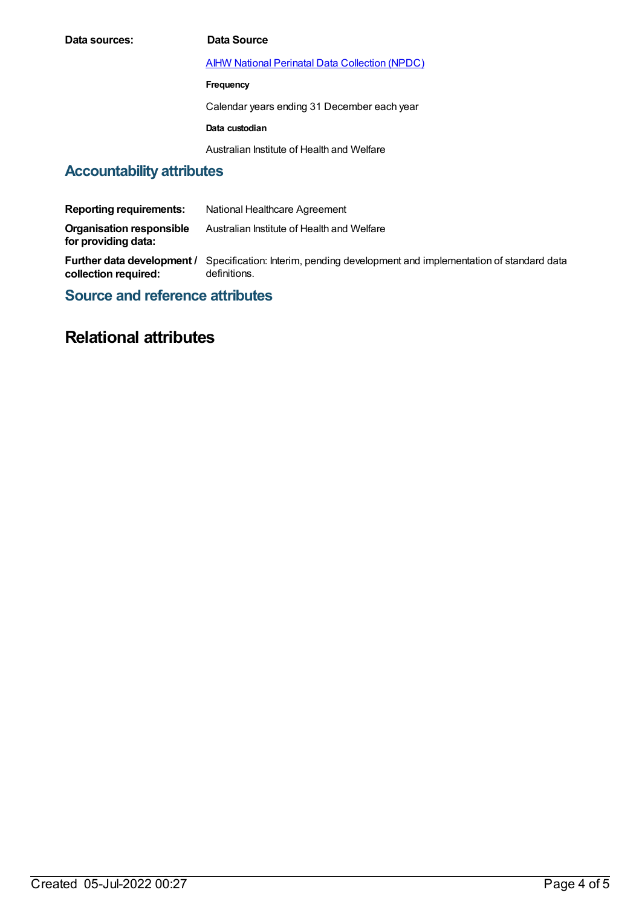**Data sources:**

**Data Source**

[AIHW National Perinatal Data Collection (NPDC)]

**Frequency**

Calendar years ending 31 December each year

**Data custodian**

Australian Institute of Health and Welfare

## Accountability attributes

**Reporting requirements:** National Healthcare Agreement

**Organisation responsible for providing data:** Australian Institute of Health and Welfare

**Further data development / collection required:** Specification: Interim, pending development and implementation of standard data definitions.

## Source and reference attributes

# Relational attributes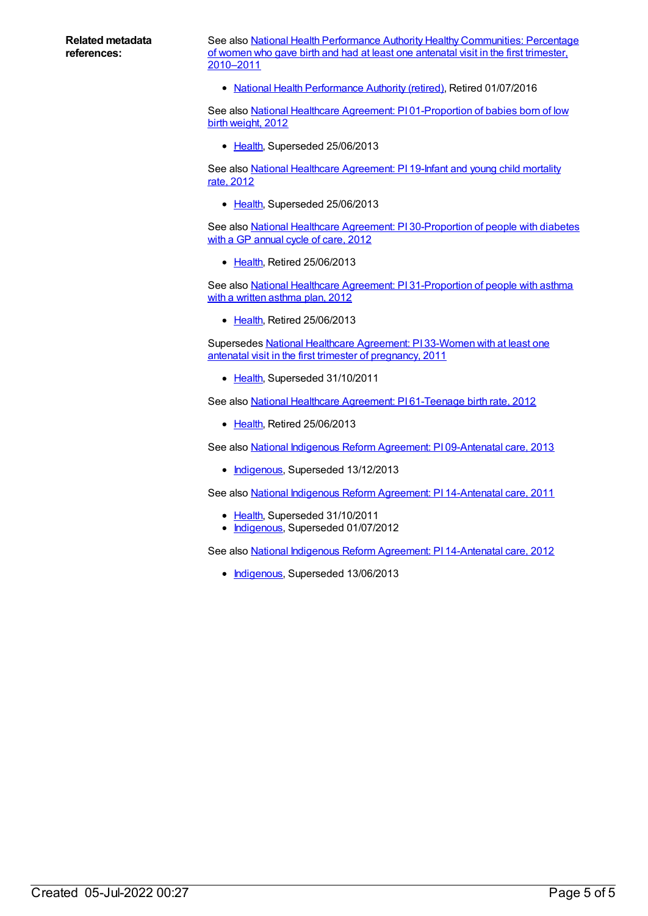**Related metadata references:**

See also National Health Performance Authority Healthy Communities: Percentage of women who gave birth and had at least one antenatal visit in the first trimester, 2010–2011

- National Health Performance Authority (retired), Retired 01/07/2016

See also National Healthcare Agreement: PI 01-Proportion of babies born of low birth weight, 2012

- Health, Superseded 25/06/2013

See also National Healthcare Agreement: PI 19-Infant and young child mortality rate, 2012

- Health, Superseded 25/06/2013

See also National Healthcare Agreement: PI 30-Proportion of people with diabetes with a GP annual cycle of care, 2012

- Health, Retired 25/06/2013

See also National Healthcare Agreement: PI 31-Proportion of people with asthma with a written asthma plan, 2012

- Health, Retired 25/06/2013

Supersedes National Healthcare Agreement: PI 33-Women with at least one antenatal visit in the first trimester of pregnancy, 2011

- Health, Superseded 31/10/2011

See also National Healthcare Agreement: PI 61-Teenage birth rate, 2012

- Health, Retired 25/06/2013

See also National Indigenous Reform Agreement: PI 09-Antenatal care, 2013

- Indigenous, Superseded 13/12/2013

See also National Indigenous Reform Agreement: PI 14-Antenatal care, 2011

- Health, Superseded 31/10/2011
- Indigenous, Superseded 01/07/2012

See also National Indigenous Reform Agreement: PI 14-Antenatal care, 2012

- Indigenous, Superseded 13/06/2013